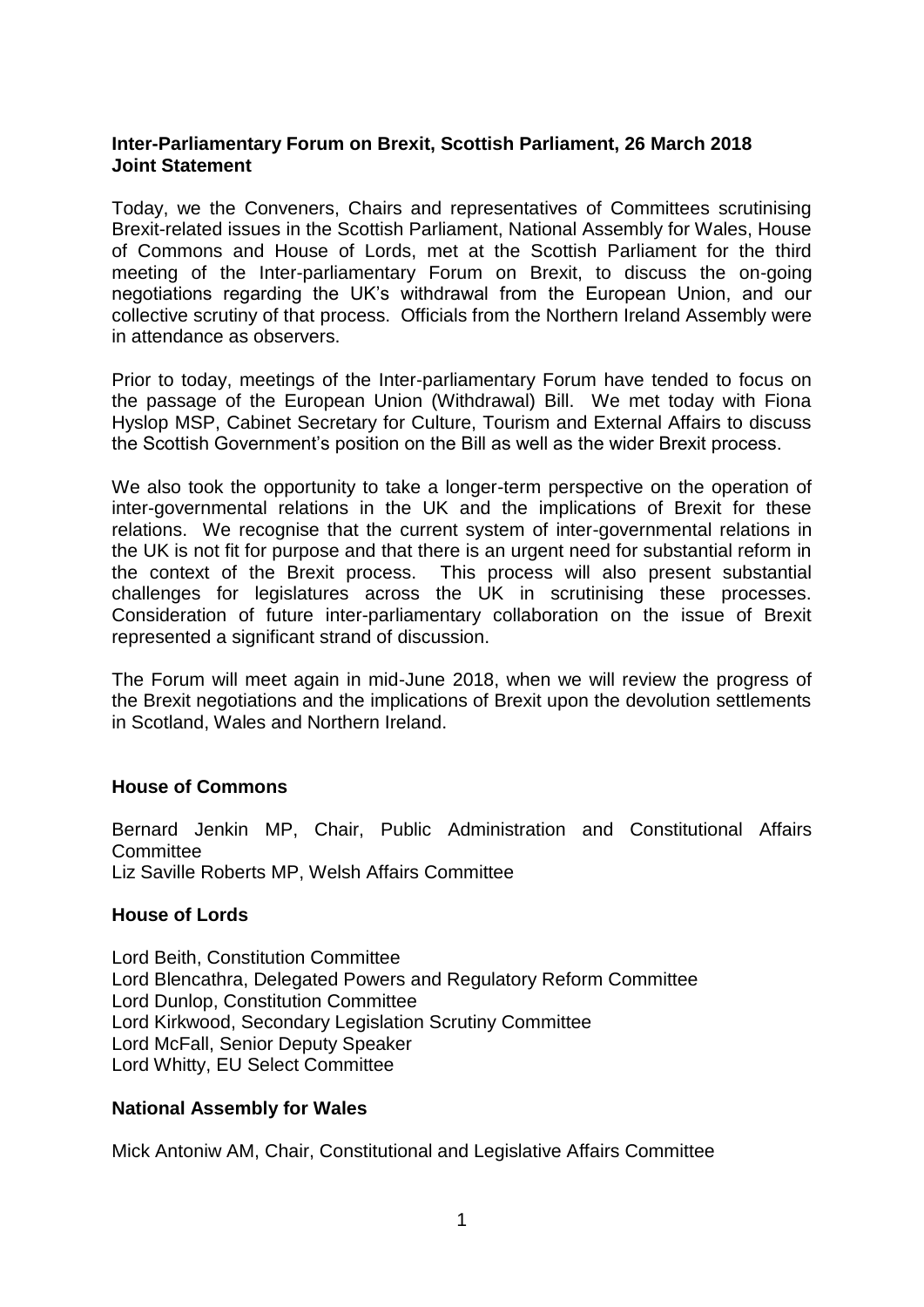**Inter-Parliamentary Forum on Brexit, Scottish Parliament, 26 March 2018**
**Joint Statement**

Today, we the Conveners, Chairs and representatives of Committees scrutinising Brexit-related issues in the Scottish Parliament, National Assembly for Wales, House of Commons and House of Lords, met at the Scottish Parliament for the third meeting of the Inter-parliamentary Forum on Brexit, to discuss the on-going negotiations regarding the UK's withdrawal from the European Union, and our collective scrutiny of that process. Officials from the Northern Ireland Assembly were in attendance as observers.

Prior to today, meetings of the Inter-parliamentary Forum have tended to focus on the passage of the European Union (Withdrawal) Bill. We met today with Fiona Hyslop MSP, Cabinet Secretary for Culture, Tourism and External Affairs to discuss the Scottish Government's position on the Bill as well as the wider Brexit process.

We also took the opportunity to take a longer-term perspective on the operation of inter-governmental relations in the UK and the implications of Brexit for these relations. We recognise that the current system of inter-governmental relations in the UK is not fit for purpose and that there is an urgent need for substantial reform in the context of the Brexit process. This process will also present substantial challenges for legislatures across the UK in scrutinising these processes. Consideration of future inter-parliamentary collaboration on the issue of Brexit represented a significant strand of discussion.

The Forum will meet again in mid-June 2018, when we will review the progress of the Brexit negotiations and the implications of Brexit upon the devolution settlements in Scotland, Wales and Northern Ireland.

**House of Commons**

Bernard Jenkin MP, Chair, Public Administration and Constitutional Affairs Committee
Liz Saville Roberts MP, Welsh Affairs Committee

**House of Lords**

Lord Beith, Constitution Committee
Lord Blencathra, Delegated Powers and Regulatory Reform Committee
Lord Dunlop, Constitution Committee
Lord Kirkwood, Secondary Legislation Scrutiny Committee
Lord McFall, Senior Deputy Speaker
Lord Whitty, EU Select Committee

**National Assembly for Wales**

Mick Antoniw AM, Chair, Constitutional and Legislative Affairs Committee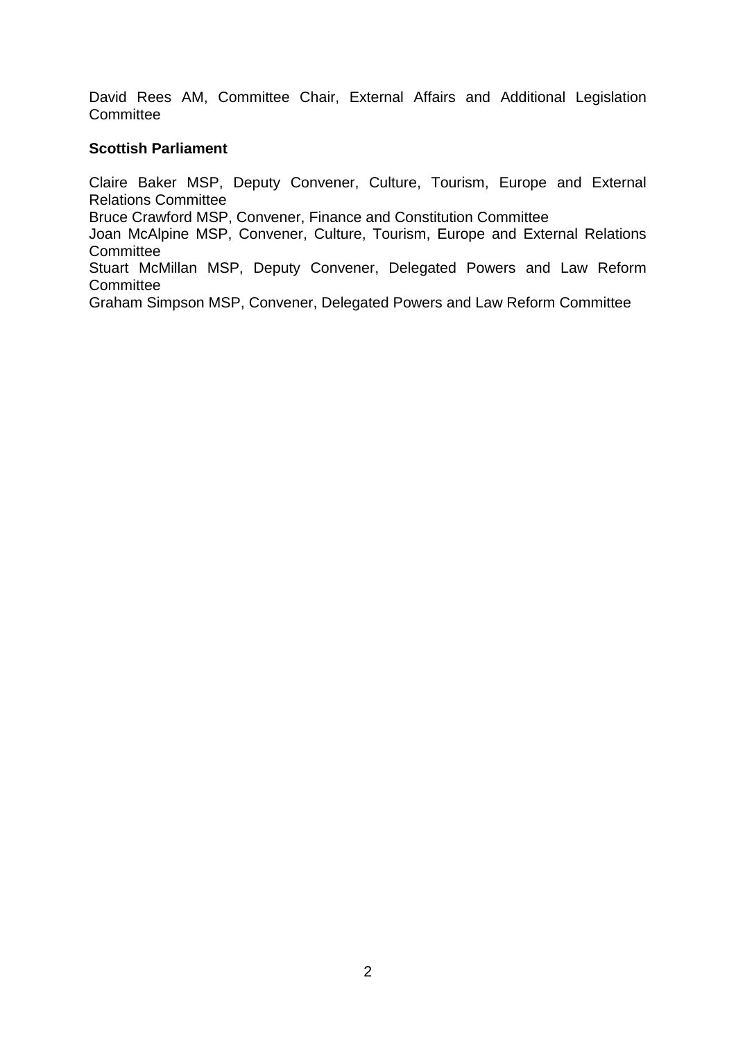David Rees AM, Committee Chair, External Affairs and Additional Legislation Committee

**Scottish Parliament**

Claire Baker MSP, Deputy Convener, Culture, Tourism, Europe and External Relations Committee
Bruce Crawford MSP, Convener, Finance and Constitution Committee
Joan McAlpine MSP, Convener, Culture, Tourism, Europe and External Relations Committee
Stuart McMillan MSP, Deputy Convener, Delegated Powers and Law Reform Committee
Graham Simpson MSP, Convener, Delegated Powers and Law Reform Committee